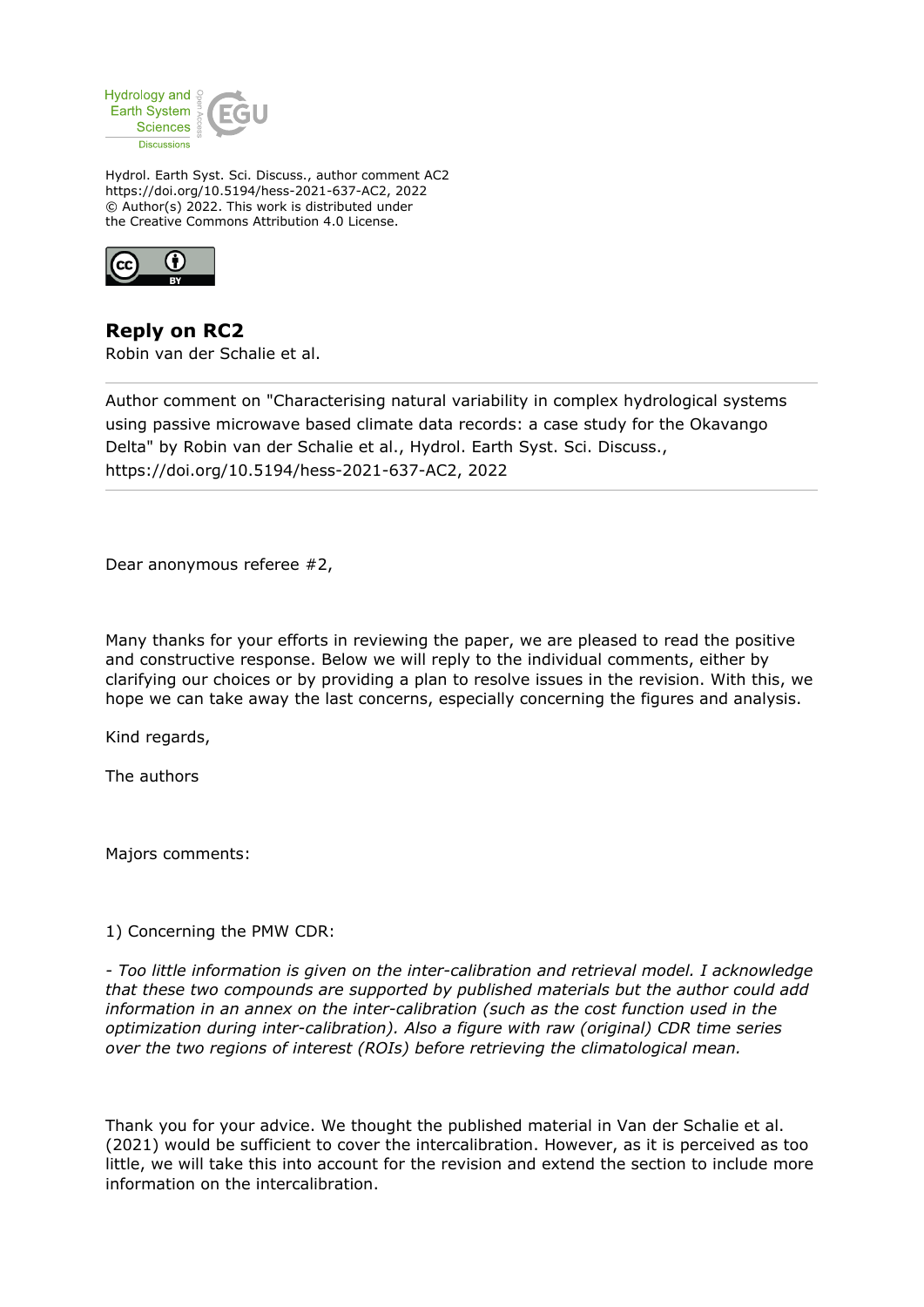Hydrol. Earth Syst. Sci. Discuss., author comment AC2
https://doi.org/10.5194/hess-2021-637-AC2, 2022
© Author(s) 2022. This work is distributed under
the Creative Commons Attribution 4.0 License.

## Reply on RC2

Robin van der Schalie et al.

---

Author comment on "Characterising natural variability in complex hydrological systems using passive microwave based climate data records: a case study for the Okavango Delta" by Robin van der Schalie et al., Hydrol. Earth Syst. Sci. Discuss., https://doi.org/10.5194/hess-2021-637-AC2, 2022

---

Dear anonymous referee #2,

Many thanks for your efforts in reviewing the paper, we are pleased to read the positive and constructive response. Below we will reply to the individual comments, either by clarifying our choices or by providing a plan to resolve issues in the revision. With this, we hope we can take away the last concerns, especially concerning the figures and analysis.

Kind regards,

The authors

Majors comments:

1) Concerning the PMW CDR:

*- Too little information is given on the inter-calibration and retrieval model. I acknowledge that these two compounds are supported by published materials but the author could add information in an annex on the inter-calibration (such as the cost function used in the optimization during inter-calibration). Also a figure with raw (original) CDR time series over the two regions of interest (ROIs) before retrieving the climatological mean.*

Thank you for your advice. We thought the published material in Van der Schalie et al. (2021) would be sufficient to cover the intercalibration. However, as it is perceived as too little, we will take this into account for the revision and extend the section to include more information on the intercalibration.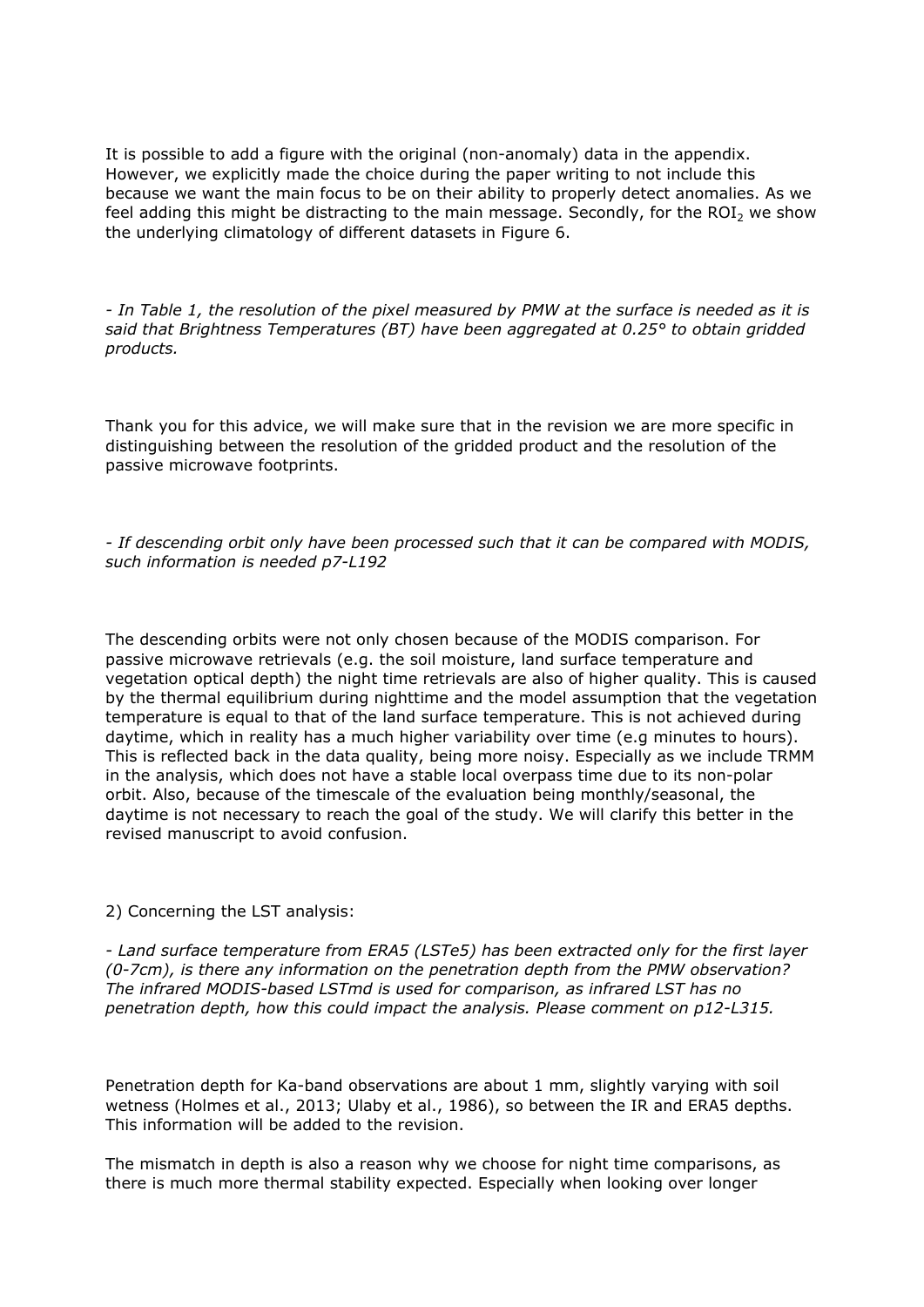It is possible to add a figure with the original (non-anomaly) data in the appendix. However, we explicitly made the choice during the paper writing to not include this because we want the main focus to be on their ability to properly detect anomalies. As we feel adding this might be distracting to the main message. Secondly, for the $ROI_2$ we show the underlying climatology of different datasets in Figure 6.

*- In Table 1, the resolution of the pixel measured by PMW at the surface is needed as it is said that Brightness Temperatures (BT) have been aggregated at 0.25° to obtain gridded products.*

Thank you for this advice, we will make sure that in the revision we are more specific in distinguishing between the resolution of the gridded product and the resolution of the passive microwave footprints.

*- If descending orbit only have been processed such that it can be compared with MODIS, such information is needed p7-L192*

The descending orbits were not only chosen because of the MODIS comparison. For passive microwave retrievals (e.g. the soil moisture, land surface temperature and vegetation optical depth) the night time retrievals are also of higher quality. This is caused by the thermal equilibrium during nighttime and the model assumption that the vegetation temperature is equal to that of the land surface temperature. This is not achieved during daytime, which in reality has a much higher variability over time (e.g minutes to hours). This is reflected back in the data quality, being more noisy. Especially as we include TRMM in the analysis, which does not have a stable local overpass time due to its non-polar orbit. Also, because of the timescale of the evaluation being monthly/seasonal, the daytime is not necessary to reach the goal of the study. We will clarify this better in the revised manuscript to avoid confusion.

2) Concerning the LST analysis:

*- Land surface temperature from ERA5 (LSTe5) has been extracted only for the first layer (0-7cm), is there any information on the penetration depth from the PMW observation? The infrared MODIS-based LSTmd is used for comparison, as infrared LST has no penetration depth, how this could impact the analysis. Please comment on p12-L315.*

Penetration depth for Ka-band observations are about 1 mm, slightly varying with soil wetness (Holmes et al., 2013; Ulaby et al., 1986), so between the IR and ERA5 depths. This information will be added to the revision.

The mismatch in depth is also a reason why we choose for night time comparisons, as there is much more thermal stability expected. Especially when looking over longer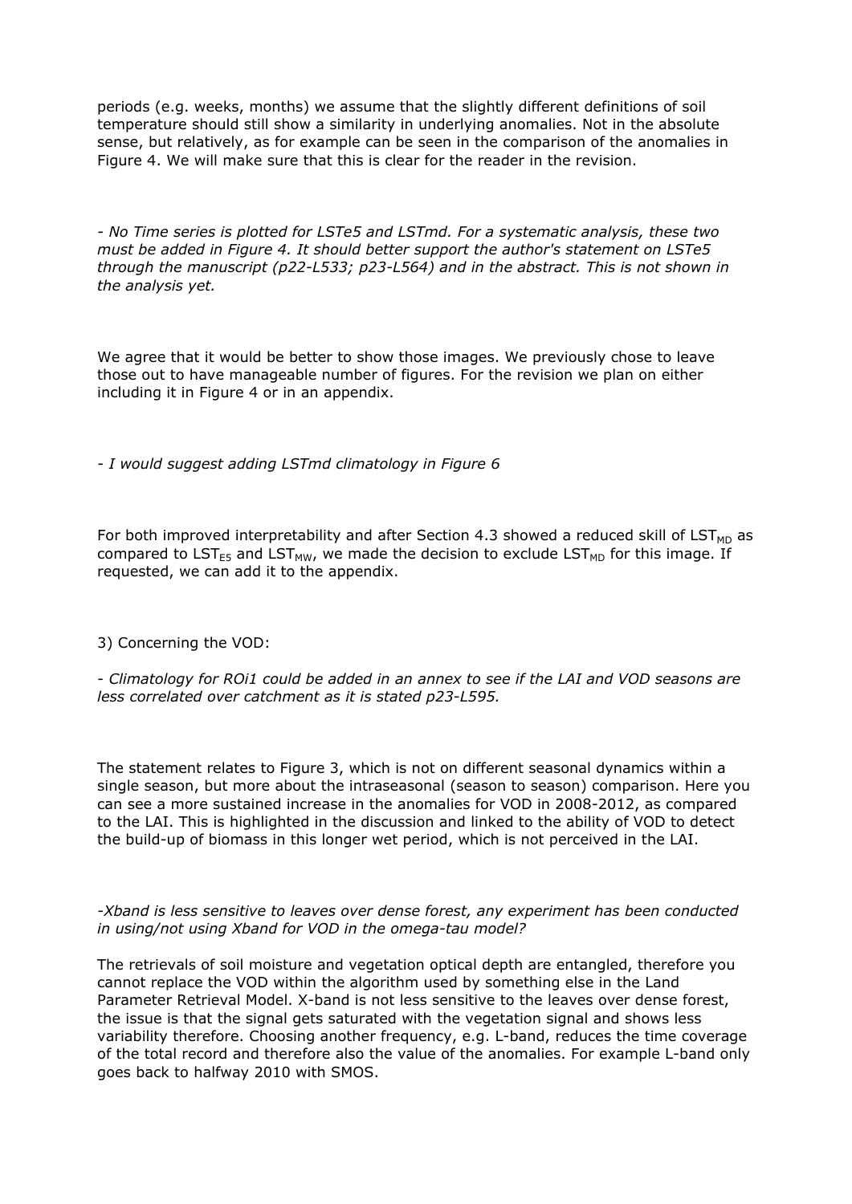periods (e.g. weeks, months) we assume that the slightly different definitions of soil temperature should still show a similarity in underlying anomalies. Not in the absolute sense, but relatively, as for example can be seen in the comparison of the anomalies in Figure 4. We will make sure that this is clear for the reader in the revision.

*- No Time series is plotted for LSTe5 and LSTmd. For a systematic analysis, these two must be added in Figure 4. It should better support the author's statement on LSTe5 through the manuscript (p22-L533; p23-L564) and in the abstract. This is not shown in the analysis yet.*

We agree that it would be better to show those images. We previously chose to leave those out to have manageable number of figures. For the revision we plan on either including it in Figure 4 or in an appendix.

*- I would suggest adding LSTmd climatology in Figure 6*

For both improved interpretability and after Section 4.3 showed a reduced skill of $LST_{MD}$ as compared to $LST_{E5}$ and $LST_{MW}$, we made the decision to exclude $LST_{MD}$ for this image. If requested, we can add it to the appendix.

3) Concerning the VOD:

*- Climatology for ROi1 could be added in an annex to see if the LAI and VOD seasons are less correlated over catchment as it is stated p23-L595.*

The statement relates to Figure 3, which is not on different seasonal dynamics within a single season, but more about the intraseasonal (season to season) comparison. Here you can see a more sustained increase in the anomalies for VOD in 2008-2012, as compared to the LAI. This is highlighted in the discussion and linked to the ability of VOD to detect the build-up of biomass in this longer wet period, which is not perceived in the LAI.

*-Xband is less sensitive to leaves over dense forest, any experiment has been conducted in using/not using Xband for VOD in the omega-tau model?*

The retrievals of soil moisture and vegetation optical depth are entangled, therefore you cannot replace the VOD within the algorithm used by something else in the Land Parameter Retrieval Model. X-band is not less sensitive to the leaves over dense forest, the issue is that the signal gets saturated with the vegetation signal and shows less variability therefore. Choosing another frequency, e.g. L-band, reduces the time coverage of the total record and therefore also the value of the anomalies. For example L-band only goes back to halfway 2010 with SMOS.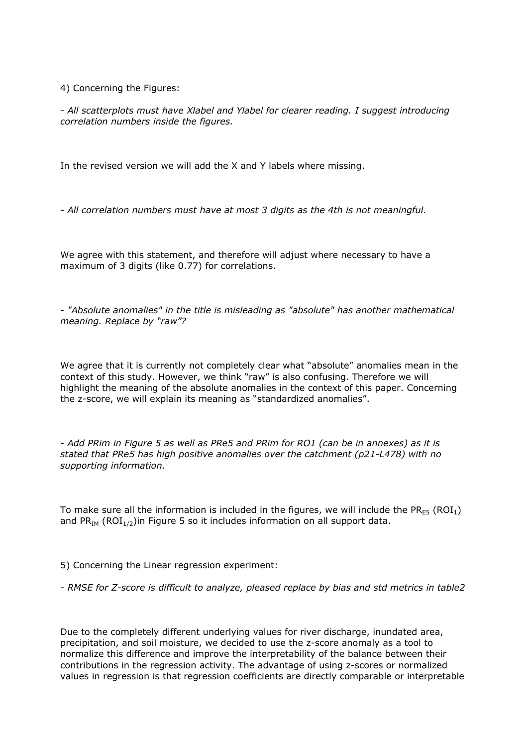4) Concerning the Figures:

*- All scatterplots must have Xlabel and Ylabel for clearer reading. I suggest introducing correlation numbers inside the figures.*

In the revised version we will add the X and Y labels where missing.

*- All correlation numbers must have at most 3 digits as the 4th is not meaningful.*

We agree with this statement, and therefore will adjust where necessary to have a maximum of 3 digits (like 0.77) for correlations.

*- "Absolute anomalies" in the title is misleading as "absolute" has another mathematical meaning. Replace by "raw"?*

We agree that it is currently not completely clear what "absolute" anomalies mean in the context of this study. However, we think "raw" is also confusing. Therefore we will highlight the meaning of the absolute anomalies in the context of this paper. Concerning the z-score, we will explain its meaning as "standardized anomalies".

*- Add PRim in Figure 5 as well as PRe5 and PRim for RO1 (can be in annexes) as it is stated that PRe5 has high positive anomalies over the catchment (p21-L478) with no supporting information.*

To make sure all the information is included in the figures, we will include the $PR_{E5}$ ($ROI_1$) and $PR_{IM}$ ($ROI_{1/2}$)in Figure 5 so it includes information on all support data.

5) Concerning the Linear regression experiment:

*- RMSE for Z-score is difficult to analyze, pleased replace by bias and std metrics in table2*

Due to the completely different underlying values for river discharge, inundated area, precipitation, and soil moisture, we decided to use the z-score anomaly as a tool to normalize this difference and improve the interpretability of the balance between their contributions in the regression activity. The advantage of using z-scores or normalized values in regression is that regression coefficients are directly comparable or interpretable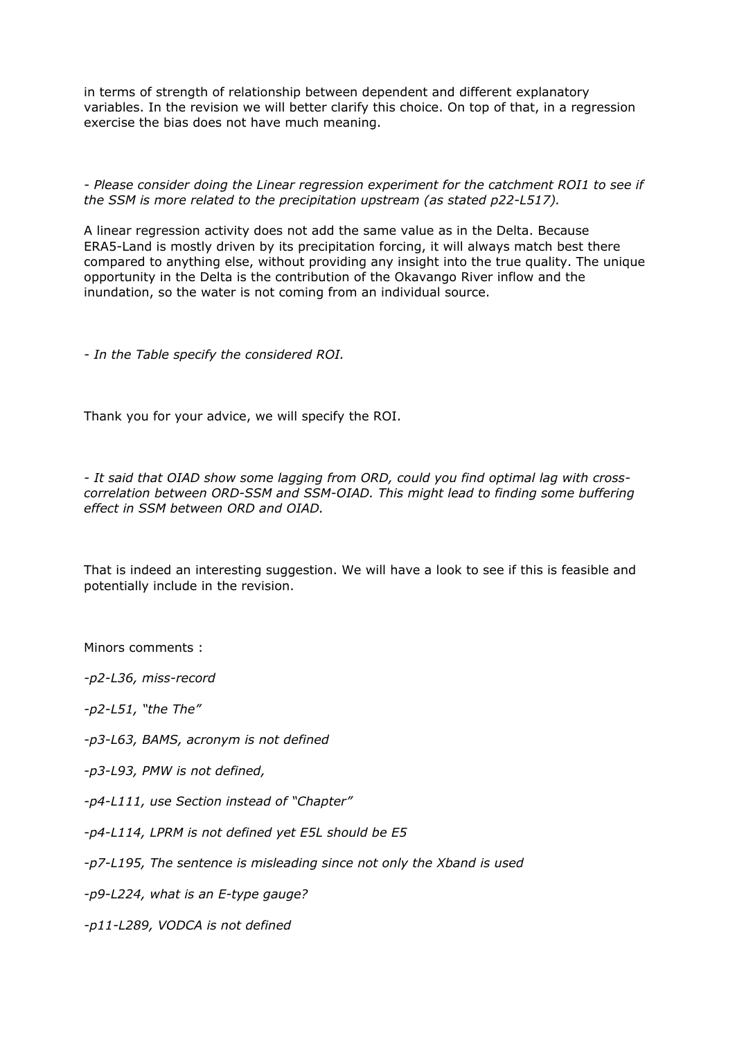in terms of strength of relationship between dependent and different explanatory variables. In the revision we will better clarify this choice. On top of that, in a regression exercise the bias does not have much meaning.

*- Please consider doing the Linear regression experiment for the catchment ROI1 to see if the SSM is more related to the precipitation upstream (as stated p22-L517).*

A linear regression activity does not add the same value as in the Delta. Because ERA5-Land is mostly driven by its precipitation forcing, it will always match best there compared to anything else, without providing any insight into the true quality. The unique opportunity in the Delta is the contribution of the Okavango River inflow and the inundation, so the water is not coming from an individual source.

*- In the Table specify the considered ROI.*

Thank you for your advice, we will specify the ROI.

*- It said that OIAD show some lagging from ORD, could you find optimal lag with cross-correlation between ORD-SSM and SSM-OIAD. This might lead to finding some buffering effect in SSM between ORD and OIAD.*

That is indeed an interesting suggestion. We will have a look to see if this is feasible and potentially include in the revision.

Minors comments :

*-p2-L36, miss-record*

*-p2-L51, "the The"*

*-p3-L63, BAMS, acronym is not defined*

*-p3-L93, PMW is not defined,*

*-p4-L111, use Section instead of "Chapter"*

*-p4-L114, LPRM is not defined yet E5L should be E5*

*-p7-L195, The sentence is misleading since not only the Xband is used*

*-p9-L224, what is an E-type gauge?*

*-p11-L289, VODCA is not defined*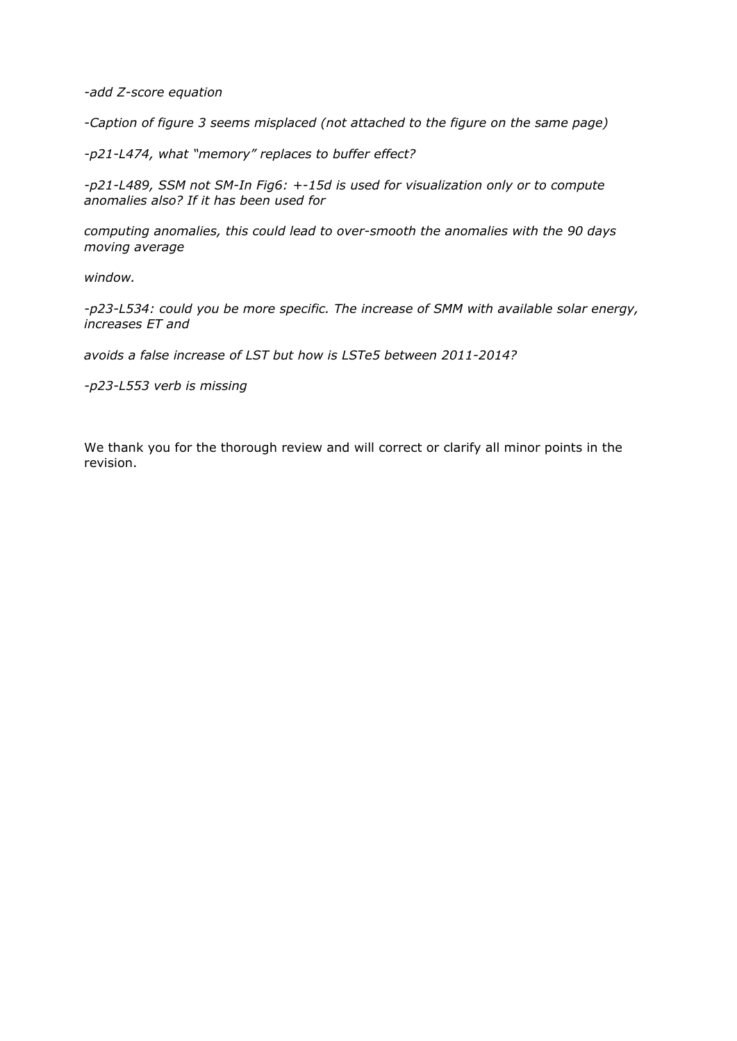*-add Z-score equation*

*-Caption of figure 3 seems misplaced (not attached to the figure on the same page)*

*-p21-L474, what "memory" replaces to buffer effect?*

*-p21-L489, SSM not SM-In Fig6: +-15d is used for visualization only or to compute anomalies also? If it has been used for*

*computing anomalies, this could lead to over-smooth the anomalies with the 90 days moving average*

*window.*

*-p23-L534: could you be more specific. The increase of SMM with available solar energy, increases ET and*

*avoids a false increase of LST but how is LSTe5 between 2011-2014?*

*-p23-L553 verb is missing*

We thank you for the thorough review and will correct or clarify all minor points in the revision.